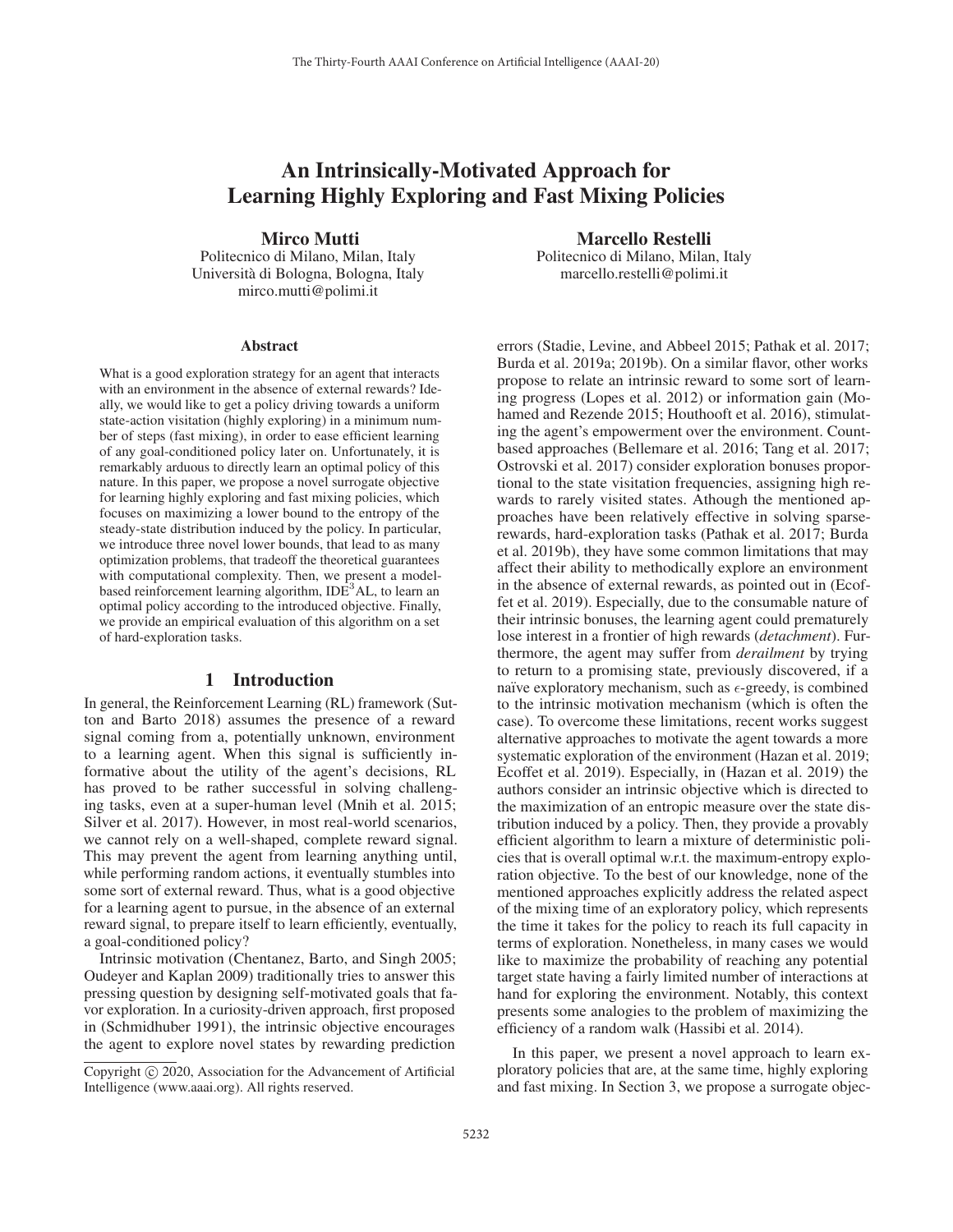# An Intrinsically-Motivated Approach for Learning Highly Exploring and Fast Mixing Policies

**Mirco Mutti**
Politecnico di Milano, Milan, Italy
Università di Bologna, Bologna, Italy
mirco.mutti@polimi.it

**Marcello Restelli**
Politecnico di Milano, Milan, Italy
marcello.restelli@polimi.it

### Abstract

What is a good exploration strategy for an agent that interacts with an environment in the absence of external rewards? Ideally, we would like to get a policy driving towards a uniform state-action visitation (highly exploring) in a minimum number of steps (fast mixing), in order to ease efficient learning of any goal-conditioned policy later on. Unfortunately, it is remarkably arduous to directly learn an optimal policy of this nature. In this paper, we propose a novel surrogate objective for learning highly exploring and fast mixing policies, which focuses on maximizing a lower bound to the entropy of the steady-state distribution induced by the policy. In particular, we introduce three novel lower bounds, that lead to as many optimization problems, that tradeoff the theoretical guarantees with computational complexity. Then, we present a model-based reinforcement learning algorithm, IDE$^3$AL, to learn an optimal policy according to the introduced objective. Finally, we provide an empirical evaluation of this algorithm on a set of hard-exploration tasks.

## 1 Introduction

In general, the Reinforcement Learning (RL) framework (Sutton and Barto 2018) assumes the presence of a reward signal coming from a, potentially unknown, environment to a learning agent. When this signal is sufficiently informative about the utility of the agent's decisions, RL has proved to be rather successful in solving challenging tasks, even at a super-human level (Mnih et al. 2015; Silver et al. 2017). However, in most real-world scenarios, we cannot rely on a well-shaped, complete reward signal. This may prevent the agent from learning anything until, while performing random actions, it eventually stumbles into some sort of external reward. Thus, what is a good objective for a learning agent to pursue, in the absence of an external reward signal, to prepare itself to learn efficiently, eventually, a goal-conditioned policy?

Intrinsic motivation (Chentanez, Barto, and Singh 2005; Oudeyer and Kaplan 2009) traditionally tries to answer this pressing question by designing self-motivated goals that favor exploration. In a curiosity-driven approach, first proposed in (Schmidhuber 1991), the intrinsic objective encourages the agent to explore novel states by rewarding prediction errors (Stadie, Levine, and Abbeel 2015; Pathak et al. 2017; Burda et al. 2019a; 2019b). On a similar flavor, other works propose to relate an intrinsic reward to some sort of learning progress (Lopes et al. 2012) or information gain (Mohamed and Rezende 2015; Houthooft et al. 2016), stimulating the agent's empowerment over the environment. Count-based approaches (Bellemare et al. 2016; Tang et al. 2017; Ostrovski et al. 2017) consider exploration bonuses proportional to the state visitation frequencies, assigning high rewards to rarely visited states. Athough the mentioned approaches have been relatively effective in solving sparse-rewards, hard-exploration tasks (Pathak et al. 2017; Burda et al. 2019b), they have some common limitations that may affect their ability to methodically explore an environment in the absence of external rewards, as pointed out in (Ecoffet et al. 2019). Especially, due to the consumable nature of their intrinsic bonuses, the learning agent could prematurely lose interest in a frontier of high rewards (*detachment*). Furthermore, the agent may suffer from *derailment* by trying to return to a promising state, previously discovered, if a naïve exploratory mechanism, such as $\epsilon$-greedy, is combined to the intrinsic motivation mechanism (which is often the case). To overcome these limitations, recent works suggest alternative approaches to motivate the agent towards a more systematic exploration of the environment (Hazan et al. 2019; Ecoffet et al. 2019). Especially, in (Hazan et al. 2019) the authors consider an intrinsic objective which is directed to the maximization of an entropic measure over the state distribution induced by a policy. Then, they provide a provably efficient algorithm to learn a mixture of deterministic policies that is overall optimal w.r.t. the maximum-entropy exploration objective. To the best of our knowledge, none of the mentioned approaches explicitly address the related aspect of the mixing time of an exploratory policy, which represents the time it takes for the policy to reach its full capacity in terms of exploration. Nonetheless, in many cases we would like to maximize the probability of reaching any potential target state having a fairly limited number of interactions at hand for exploring the environment. Notably, this context presents some analogies to the problem of maximizing the efficiency of a random walk (Hassibi et al. 2014).

In this paper, we present a novel approach to learn exploratory policies that are, at the same time, highly exploring and fast mixing. In Section 3, we propose a surrogate objec-

Copyright © 2020, Association for the Advancement of Artificial Intelligence (www.aaai.org). All rights reserved.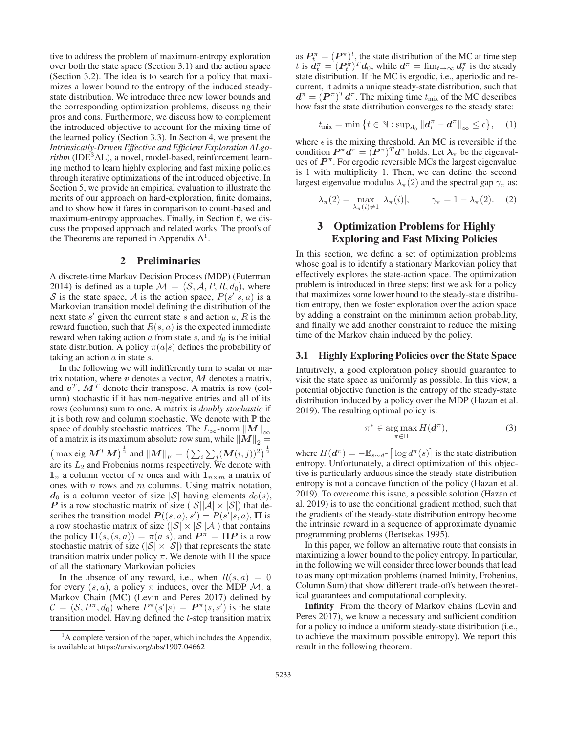tive to address the problem of maximum-entropy exploration over both the state space (Section 3.1) and the action space (Section 3.2). The idea is to search for a policy that maximizes a lower bound to the entropy of the induced steady-state distribution. We introduce three new lower bounds and the corresponding optimization problems, discussing their pros and cons. Furthermore, we discuss how to complement the introduced objective to account for the mixing time of the learned policy (Section 3.3). In Section 4, we present the *Intrinsically-Driven Effective and Efficient Exploration ALgorithm* (IDE$^3$AL), a novel, model-based, reinforcement learning method to learn highly exploring and fast mixing policies through iterative optimizations of the introduced objective. In Section 5, we provide an empirical evaluation to illustrate the merits of our approach on hard-exploration, finite domains, and to show how it fares in comparison to count-based and maximum-entropy approaches. Finally, in Section 6, we discuss the proposed approach and related works. The proofs of the Theorems are reported in Appendix A[1].

## 2 Preliminaries

A discrete-time Markov Decision Process (MDP) (Puterman 2014) is defined as a tuple $\mathcal{M} = (\mathcal{S}, \mathcal{A}, P, R, d_0)$, where $\mathcal{S}$ is the state space, $\mathcal{A}$ is the action space, $P(s'|s,a)$ is a Markovian transition model defining the distribution of the next state $s'$ given the current state $s$ and action $a$, $R$ is the reward function, such that $R(s,a)$ is the expected immediate reward when taking action $a$ from state $s$, and $d_0$ is the initial state distribution. A policy $\pi(a|s)$ defines the probability of taking an action $a$ in state $s$.

In the following we will indifferently turn to scalar or matrix notation, where $\boldsymbol{v}$ denotes a vector, $\boldsymbol{M}$ denotes a matrix, and $\boldsymbol{v}^T$, $\boldsymbol{M}^T$ denote their transpose. A matrix is row (column) stochastic if it has non-negative entries and all of its rows (columns) sum to one. A matrix is *doubly stochastic* if it is both row and column stochastic. We denote with $\mathbb{P}$ the space of doubly stochastic matrices. The $L_\infty$-norm $\|\boldsymbol{M}\|_\infty$ of a matrix is its maximum absolute row sum, while $\|\boldsymbol{M}\|_2 = \big(\max \text{eig } \boldsymbol{M}^T\boldsymbol{M}\big)^{\frac{1}{2}}$ and $\|\boldsymbol{M}\|_F = \big(\sum_i \sum_j (\boldsymbol{M}(i,j))^2\big)^{\frac{1}{2}}$ are its $L_2$ and Frobenius norms respectively. We denote with $\mathbf{1}_n$ a column vector of $n$ ones and with $\mathbf{1}_{n\times m}$ a matrix of ones with $n$ rows and $m$ columns. Using matrix notation, $\boldsymbol{d}_0$ is a column vector of size $|\mathcal{S}|$ having elements $d_0(s)$, $\boldsymbol{P}$ is a row stochastic matrix of size $(|\mathcal{S}||\mathcal{A}| \times |\mathcal{S}|)$ that describes the transition model $\boldsymbol{P}((s,a),s') = P(s'|s,a)$, $\boldsymbol{\Pi}$ is a row stochastic matrix of size $(|\mathcal{S}| \times |\mathcal{S}||\mathcal{A}|)$ that contains the policy $\boldsymbol{\Pi}(s,(s,a)) = \pi(a|s)$, and $\boldsymbol{P}^\pi = \boldsymbol{\Pi}\boldsymbol{P}$ is a row stochastic matrix of size $(|\mathcal{S}| \times |\mathcal{S}|)$ that represents the state transition matrix under policy $\pi$. We denote with $\Pi$ the space of all the stationary Markovian policies.

In the absence of any reward, i.e., when $R(s,a) = 0$ for every $(s,a)$, a policy $\pi$ induces, over the MDP $\mathcal{M}$, a Markov Chain (MC) (Levin and Peres 2017) defined by $\mathcal{C} = (\mathcal{S}, P^\pi, d_0)$ where $P^\pi(s'|s) = \boldsymbol{P}^\pi(s,s')$ is the state transition model. Having defined the $t$-step transition matrix as $\boldsymbol{P}_t^\pi = (\boldsymbol{P}^\pi)^t$, the state distribution of the MC at time step $t$ is $\boldsymbol{d}_t^\pi = (\boldsymbol{P}_t^\pi)^T\boldsymbol{d}_0$, while $\boldsymbol{d}^\pi = \lim_{t\to\infty}\boldsymbol{d}_t^\pi$ is the steady state distribution. If the MC is ergodic, i.e., aperiodic and recurrent, it admits a unique steady-state distribution, such that $\boldsymbol{d}^\pi = (\boldsymbol{P}^\pi)^T\boldsymbol{d}^\pi$. The mixing time $t_{\text{mix}}$ of the MC describes how fast the state distribution converges to the steady state:

$$t_{\text{mix}} = \min\big\{t \in \mathbb{N} : \sup_{\boldsymbol{d}_0}\|\boldsymbol{d}_t^\pi - \boldsymbol{d}^\pi\|_\infty \leq \epsilon\big\}, \quad (1)$$

where $\epsilon$ is the mixing threshold. An MC is reversible if the condition $\boldsymbol{P}^\pi\boldsymbol{d}^\pi = (\boldsymbol{P}^\pi)^T\boldsymbol{d}^\pi$ holds. Let $\boldsymbol{\lambda}_\pi$ be the eigenvalues of $\boldsymbol{P}^\pi$. For ergodic reversible MCs the largest eigenvalue is 1 with multiplicity 1. Then, we can define the second largest eigenvalue modulus $\lambda_\pi(2)$ and the spectral gap $\gamma_\pi$ as:

$$\lambda_\pi(2) = \max_{\lambda_\pi(i)\neq 1}|\lambda_\pi(i)|, \qquad \gamma_\pi = 1 - \lambda_\pi(2). \quad (2)$$

## 3 Optimization Problems for Highly Exploring and Fast Mixing Policies

In this section, we define a set of optimization problems whose goal is to identify a stationary Markovian policy that effectively explores the state-action space. The optimization problem is introduced in three steps: first we ask for a policy that maximizes some lower bound to the steady-state distribution entropy, then we foster exploration over the action space by adding a constraint on the minimum action probability, and finally we add another constraint to reduce the mixing time of the Markov chain induced by the policy.

### 3.1 Highly Exploring Policies over the State Space

Intuitively, a good exploration policy should guarantee to visit the state space as uniformly as possible. In this view, a potential objective function is the entropy of the steady-state distribution induced by a policy over the MDP (Hazan et al. 2019). The resulting optimal policy is:

$$\pi^* \in \operatorname*{arg\,max}_{\pi\in\Pi} H(\boldsymbol{d}^\pi), \quad (3)$$

where $H(\boldsymbol{d}^\pi) = -\mathbb{E}_{s\sim d^\pi}\big[\log d^\pi(s)\big]$ is the state distribution entropy. Unfortunately, a direct optimization of this objective is particularly arduous since the steady-state distribution entropy is not a concave function of the policy (Hazan et al. 2019). To overcome this issue, a possible solution (Hazan et al. 2019) is to use the conditional gradient method, such that the gradients of the steady-state distribution entropy become the intrinsic reward in a sequence of approximate dynamic programming problems (Bertsekas 1995).

In this paper, we follow an alternative route that consists in maximizing a lower bound to the policy entropy. In particular, in the following we will consider three lower bounds that lead to as many optimization problems (named Infinity, Frobenius, Column Sum) that show different trade-offs between theoretical guarantees and computational complexity.

**Infinity** From the theory of Markov chains (Levin and Peres 2017), we know a necessary and sufficient condition for a policy to induce a uniform steady-state distribution (i.e., to achieve the maximum possible entropy). We report this result in the following theorem.

[1] A complete version of the paper, which includes the Appendix, is available at https://arxiv.org/abs/1907.04662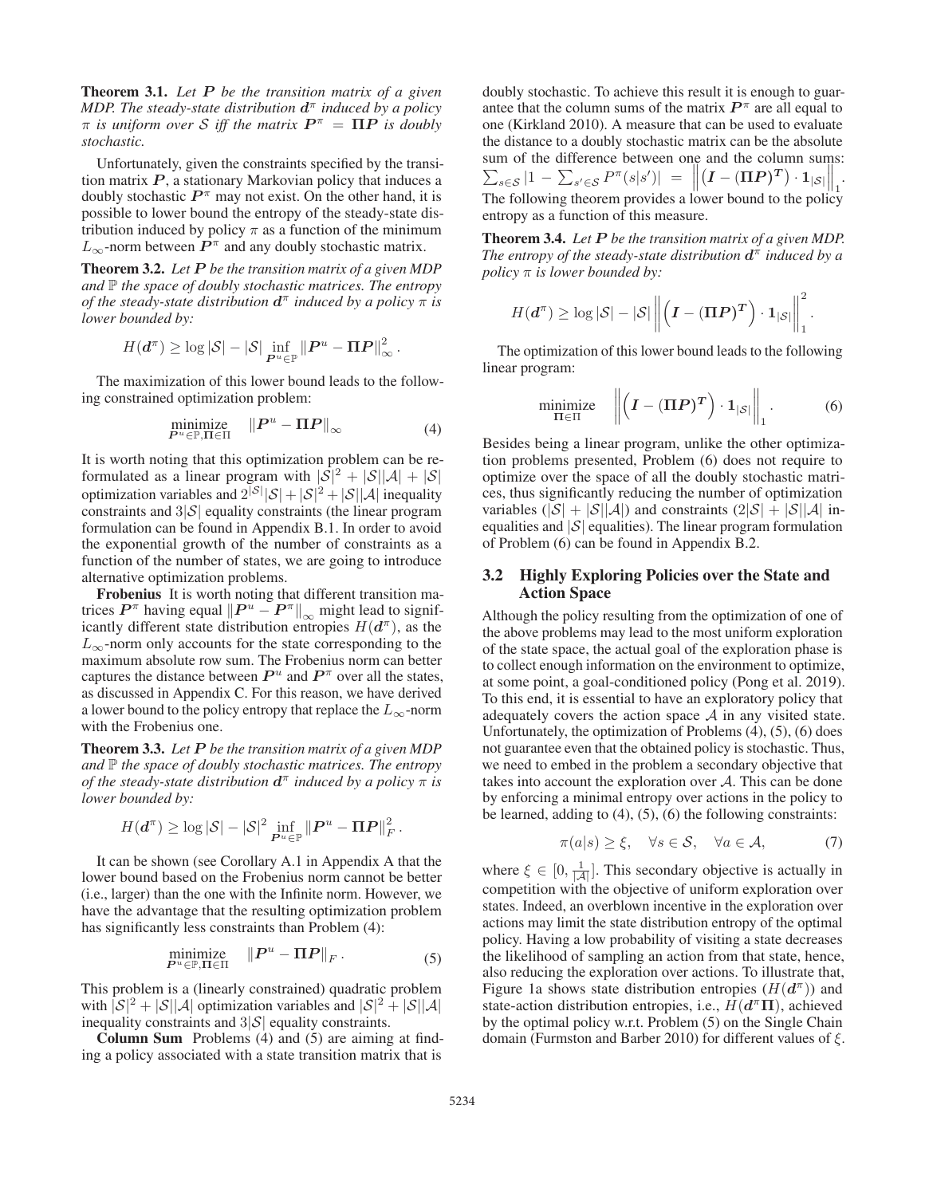**Theorem 3.1.** *Let $\boldsymbol{P}$ be the transition matrix of a given MDP. The steady-state distribution $\boldsymbol{d}^\pi$ induced by a policy $\pi$ is uniform over $\mathcal{S}$ iff the matrix $\boldsymbol{P}^\pi = \boldsymbol{\Pi}\boldsymbol{P}$ is doubly stochastic.*

Unfortunately, given the constraints specified by the transition matrix $\boldsymbol{P}$, a stationary Markovian policy that induces a doubly stochastic $\boldsymbol{P}^\pi$ may not exist. On the other hand, it is possible to lower bound the entropy of the steady-state distribution induced by policy $\pi$ as a function of the minimum $L_\infty$-norm between $\boldsymbol{P}^\pi$ and any doubly stochastic matrix.

**Theorem 3.2.** *Let $\boldsymbol{P}$ be the transition matrix of a given MDP and $\mathbb{P}$ the space of doubly stochastic matrices. The entropy of the steady-state distribution $\boldsymbol{d}^\pi$ induced by a policy $\pi$ is lower bounded by:*

$$H(\boldsymbol{d}^\pi) \geq \log|\mathcal{S}| - |\mathcal{S}| \inf_{\boldsymbol{P}^u \in \mathbb{P}} \|\boldsymbol{P}^u - \boldsymbol{\Pi}\boldsymbol{P}\|_\infty^2 .$$

The maximization of this lower bound leads to the following constrained optimization problem:

$$\underset{\boldsymbol{P}^u \in \mathbb{P}, \boldsymbol{\Pi} \in \Pi}{\text{minimize}} \quad \|\boldsymbol{P}^u - \boldsymbol{\Pi}\boldsymbol{P}\|_\infty \tag{4}$$

It is worth noting that this optimization problem can be reformulated as a linear program with $|\mathcal{S}|^2 + |\mathcal{S}||\mathcal{A}| + |\mathcal{S}|$ optimization variables and $2^{|\mathcal{S}|}|\mathcal{S}| + |\mathcal{S}|^2 + |\mathcal{S}||\mathcal{A}|$ inequality constraints and $3|\mathcal{S}|$ equality constraints (the linear program formulation can be found in Appendix B.1. In order to avoid the exponential growth of the number of constraints as a function of the number of states, we are going to introduce alternative optimization problems.

**Frobenius** It is worth noting that different transition matrices $\boldsymbol{P}^\pi$ having equal $\|\boldsymbol{P}^u - \boldsymbol{P}^\pi\|_\infty$ might lead to significantly different state distribution entropies $H(\boldsymbol{d}^\pi)$, as the $L_\infty$-norm only accounts for the state corresponding to the maximum absolute row sum. The Frobenius norm can better captures the distance between $\boldsymbol{P}^u$ and $\boldsymbol{P}^\pi$ over all the states, as discussed in Appendix C. For this reason, we have derived a lower bound to the policy entropy that replace the $L_\infty$-norm with the Frobenius one.

**Theorem 3.3.** *Let $\boldsymbol{P}$ be the transition matrix of a given MDP and $\mathbb{P}$ the space of doubly stochastic matrices. The entropy of the steady-state distribution $\boldsymbol{d}^\pi$ induced by a policy $\pi$ is lower bounded by:*

$$H(\boldsymbol{d}^\pi) \geq \log|\mathcal{S}| - |\mathcal{S}|^2 \inf_{\boldsymbol{P}^u \in \mathbb{P}} \|\boldsymbol{P}^u - \boldsymbol{\Pi}\boldsymbol{P}\|_F^2 .$$

It can be shown (see Corollary A.1 in Appendix A that the lower bound based on the Frobenius norm cannot be better (i.e., larger) than the one with the Infinite norm. However, we have the advantage that the resulting optimization problem has significantly less constraints than Problem (4):

$$\underset{\boldsymbol{P}^u \in \mathbb{P}, \boldsymbol{\Pi} \in \Pi}{\text{minimize}} \quad \|\boldsymbol{P}^u - \boldsymbol{\Pi}\boldsymbol{P}\|_F . \tag{5}$$

This problem is a (linearly constrained) quadratic problem with $|\mathcal{S}|^2 + |\mathcal{S}||\mathcal{A}|$ optimization variables and $|\mathcal{S}|^2 + |\mathcal{S}||\mathcal{A}|$ inequality constraints and $3|\mathcal{S}|$ equality constraints.

**Column Sum** Problems (4) and (5) are aiming at finding a policy associated with a state transition matrix that is doubly stochastic. To achieve this result it is enough to guarantee that the column sums of the matrix $\boldsymbol{P}^\pi$ are all equal to one (Kirkland 2010). A measure that can be used to evaluate the distance to a doubly stochastic matrix can be the absolute sum of the difference between one and the column sums: $\sum_{s \in \mathcal{S}} |1 - \sum_{s' \in \mathcal{S}} P^\pi(s|s')| = \left\| \left(\boldsymbol{I} - (\boldsymbol{\Pi}\boldsymbol{P})^{\boldsymbol{T}}\right) \cdot \boldsymbol{1}_{|\mathcal{S}|} \right\|_1$. The following theorem provides a lower bound to the policy entropy as a function of this measure.

**Theorem 3.4.** *Let $\boldsymbol{P}$ be the transition matrix of a given MDP. The entropy of the steady-state distribution $\boldsymbol{d}^\pi$ induced by a policy $\pi$ is lower bounded by:*

$$H(\boldsymbol{d}^\pi) \geq \log|\mathcal{S}| - |\mathcal{S}| \left\| \left(\boldsymbol{I} - (\boldsymbol{\Pi}\boldsymbol{P})^{\boldsymbol{T}}\right) \cdot \boldsymbol{1}_{|\mathcal{S}|} \right\|_1^2 .$$

The optimization of this lower bound leads to the following linear program:

$$\underset{\boldsymbol{\Pi} \in \Pi}{\text{minimize}} \quad \left\| \left(\boldsymbol{I} - (\boldsymbol{\Pi}\boldsymbol{P})^{\boldsymbol{T}}\right) \cdot \boldsymbol{1}_{|\mathcal{S}|} \right\|_1 . \tag{6}$$

Besides being a linear program, unlike the other optimization problems presented, Problem (6) does not require to optimize over the space of all the doubly stochastic matrices, thus significantly reducing the number of optimization variables ($|\mathcal{S}| + |\mathcal{S}||\mathcal{A}|$) and constraints ($2|\mathcal{S}| + |\mathcal{S}||\mathcal{A}|$ inequalities and $|\mathcal{S}|$ equalities). The linear program formulation of Problem (6) can be found in Appendix B.2.

### 3.2 Highly Exploring Policies over the State and Action Space

Although the policy resulting from the optimization of one of the above problems may lead to the most uniform exploration of the state space, the actual goal of the exploration phase is to collect enough information on the environment to optimize, at some point, a goal-conditioned policy (Pong et al. 2019). To this end, it is essential to have an exploratory policy that adequately covers the action space $\mathcal{A}$ in any visited state. Unfortunately, the optimization of Problems (4), (5), (6) does not guarantee even that the obtained policy is stochastic. Thus, we need to embed in the problem a secondary objective that takes into account the exploration over $\mathcal{A}$. This can be done by enforcing a minimal entropy over actions in the policy to be learned, adding to (4), (5), (6) the following constraints:

$$\pi(a|s) \geq \xi, \quad \forall s \in \mathcal{S}, \quad \forall a \in \mathcal{A}, \tag{7}$$

where $\xi \in [0, \frac{1}{|\mathcal{A}|}]$. This secondary objective is actually in competition with the objective of uniform exploration over states. Indeed, an overblown incentive in the exploration over actions may limit the state distribution entropy of the optimal policy. Having a low probability of visiting a state decreases the likelihood of sampling an action from that state, hence, also reducing the exploration over actions. To illustrate that, Figure 1a shows state distribution entropies ($H(\boldsymbol{d}^\pi)$) and state-action distribution entropies, i.e., $H(\boldsymbol{d}^\pi \boldsymbol{\Pi})$, achieved by the optimal policy w.r.t. Problem (5) on the Single Chain domain (Furmston and Barber 2010) for different values of $\xi$.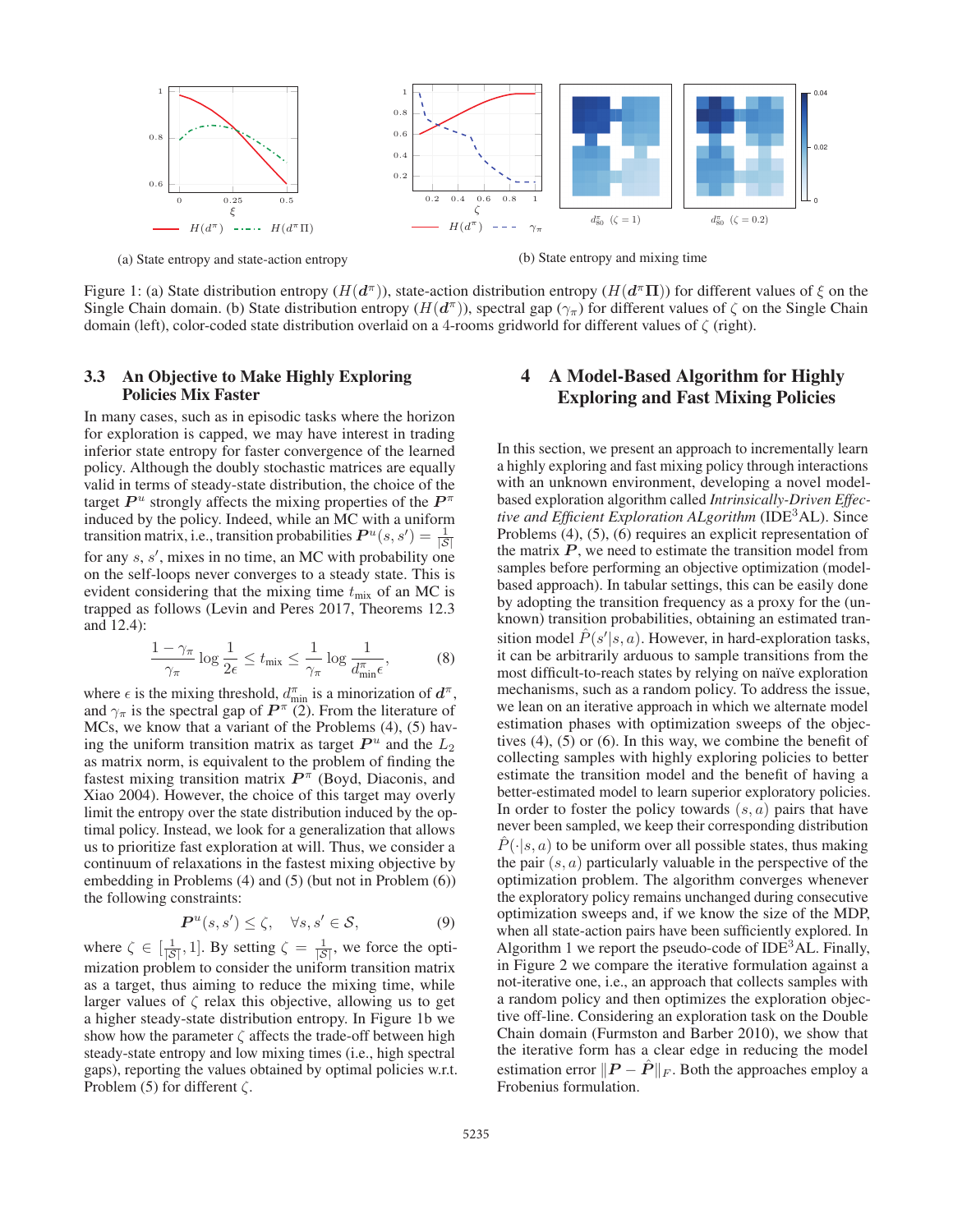(a) State entropy and state-action entropy

(b) State entropy and mixing time

Figure 1: (a) State distribution entropy ($H(\boldsymbol{d}^\pi)$), state-action distribution entropy ($H(\boldsymbol{d}^\pi \boldsymbol{\Pi})$) for different values of $\xi$ on the Single Chain domain. (b) State distribution entropy ($H(\boldsymbol{d}^\pi)$), spectral gap ($\gamma_\pi$) for different values of $\zeta$ on the Single Chain domain (left), color-coded state distribution overlaid on a 4-rooms gridworld for different values of $\zeta$ (right).

### 3.3 An Objective to Make Highly Exploring Policies Mix Faster

In many cases, such as in episodic tasks where the horizon for exploration is capped, we may have interest in trading inferior state entropy for faster convergence of the learned policy. Although the doubly stochastic matrices are equally valid in terms of steady-state distribution, the choice of the target $\boldsymbol{P}^u$ strongly affects the mixing properties of the $\boldsymbol{P}^\pi$ induced by the policy. Indeed, while an MC with a uniform transition matrix, i.e., transition probabilities $\boldsymbol{P}^u(s, s') = \frac{1}{|\mathcal{S}|}$ for any $s$, $s'$, mixes in no time, an MC with probability one on the self-loops never converges to a steady state. This is evident considering that the mixing time $t_{\text{mix}}$ of an MC is trapped as follows (Levin and Peres 2017, Theorems 12.3 and 12.4):

$$\frac{1 - \gamma_\pi}{\gamma_\pi} \log \frac{1}{2\epsilon} \leq t_{\text{mix}} \leq \frac{1}{\gamma_\pi} \log \frac{1}{d^\pi_{\text{min}} \epsilon}, \tag{8}$$

where $\epsilon$ is the mixing threshold, $d^\pi_{\text{min}}$ is a minorization of $\boldsymbol{d}^\pi$, and $\gamma_\pi$ is the spectral gap of $\boldsymbol{P}^\pi$ (2). From the literature of MCs, we know that a variant of the Problems (4), (5) having the uniform transition matrix as target $\boldsymbol{P}^u$ and the $L_2$ as matrix norm, is equivalent to the problem of finding the fastest mixing transition matrix $\boldsymbol{P}^\pi$ (Boyd, Diaconis, and Xiao 2004). However, the choice of this target may overly limit the entropy over the state distribution induced by the optimal policy. Instead, we look for a generalization that allows us to prioritize fast exploration at will. Thus, we consider a continuum of relaxations in the fastest mixing objective by embedding in Problems (4) and (5) (but not in Problem (6)) the following constraints:

$$\boldsymbol{P}^u(s, s') \leq \zeta, \quad \forall s, s' \in \mathcal{S}, \tag{9}$$

where $\zeta \in [\frac{1}{|\mathcal{S}|}, 1]$. By setting $\zeta = \frac{1}{|\mathcal{S}|}$, we force the optimization problem to consider the uniform transition matrix as a target, thus aiming to reduce the mixing time, while larger values of $\zeta$ relax this objective, allowing us to get a higher steady-state distribution entropy. In Figure 1b we show how the parameter $\zeta$ affects the trade-off between high steady-state entropy and low mixing times (i.e., high spectral gaps), reporting the values obtained by optimal policies w.r.t. Problem (5) for different $\zeta$.

## 4 A Model-Based Algorithm for Highly Exploring and Fast Mixing Policies

In this section, we present an approach to incrementally learn a highly exploring and fast mixing policy through interactions with an unknown environment, developing a novel model-based exploration algorithm called *Intrinsically-Driven Effective and Efficient Exploration ALgorithm* (IDE$^3$AL). Since Problems (4), (5), (6) requires an explicit representation of the matrix $\boldsymbol{P}$, we need to estimate the transition model from samples before performing an objective optimization (model-based approach). In tabular settings, this can be easily done by adopting the transition frequency as a proxy for the (unknown) transition probabilities, obtaining an estimated transition model $\hat{P}(s'|s, a)$. However, in hard-exploration tasks, it can be arbitrarily arduous to sample transitions from the most difficult-to-reach states by relying on naïve exploration mechanisms, such as a random policy. To address the issue, we lean on an iterative approach in which we alternate model estimation phases with optimization sweeps of the objectives (4), (5) or (6). In this way, we combine the benefit of collecting samples with highly exploring policies to better estimate the transition model and the benefit of having a better-estimated model to learn superior exploratory policies. In order to foster the policy towards $(s, a)$ pairs that have never been sampled, we keep their corresponding distribution $\hat{P}(\cdot|s, a)$ to be uniform over all possible states, thus making the pair $(s, a)$ particularly valuable in the perspective of the optimization problem. The algorithm converges whenever the exploratory policy remains unchanged during consecutive optimization sweeps and, if we know the size of the MDP, when all state-action pairs have been sufficiently explored. In Algorithm 1 we report the pseudo-code of IDE$^3$AL. Finally, in Figure 2 we compare the iterative formulation against a not-iterative one, i.e., an approach that collects samples with a random policy and then optimizes the exploration objective off-line. Considering an exploration task on the Double Chain domain (Furmston and Barber 2010), we show that the iterative form has a clear edge in reducing the model estimation error $\|\boldsymbol{P} - \hat{\boldsymbol{P}}\|_F$. Both the approaches employ a Frobenius formulation.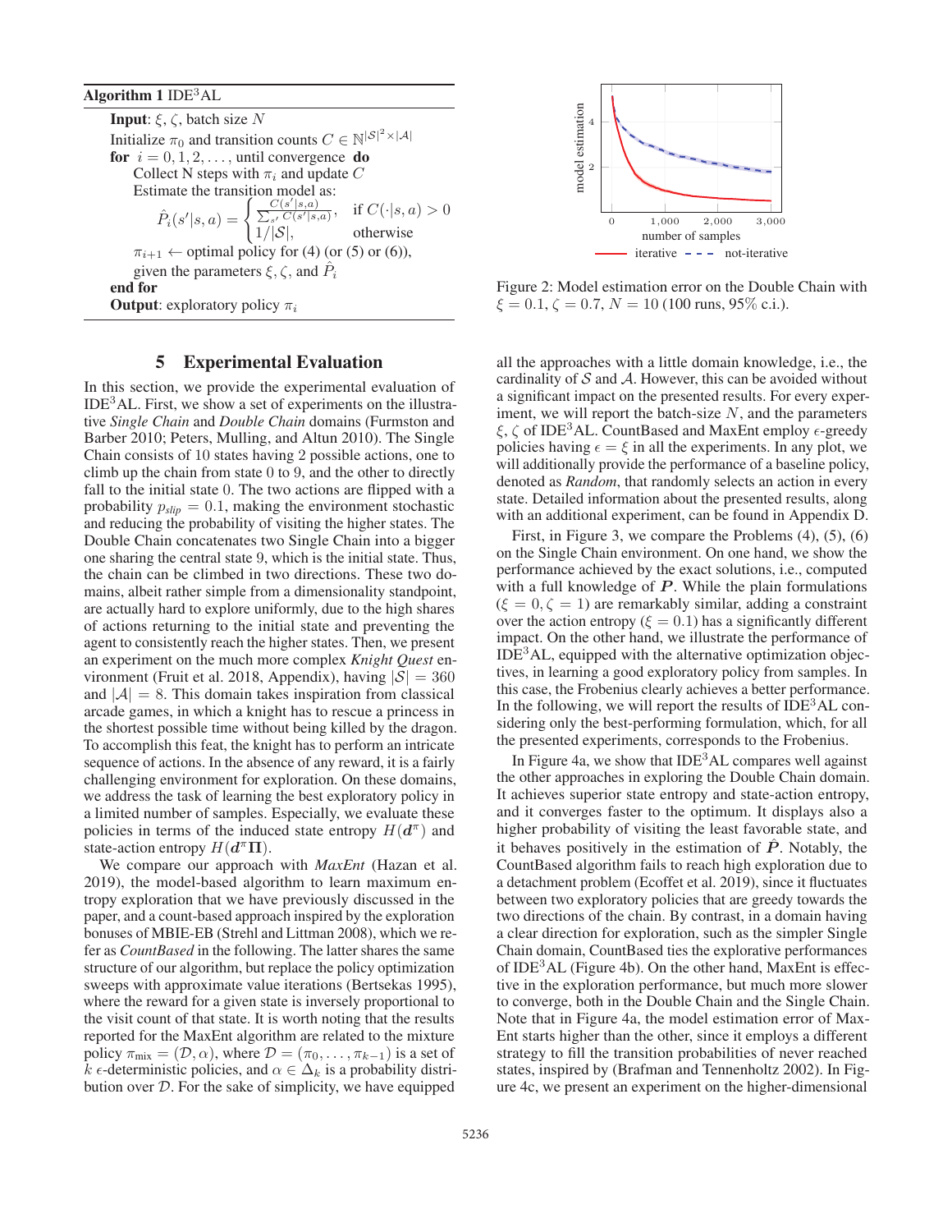**Algorithm 1** IDE$^3$AL

**Input**: $\xi$, $\zeta$, batch size $N$
Initialize $\pi_0$ and transition counts $C \in \mathbb{N}^{|\mathcal{S}|^2 \times |\mathcal{A}|}$
**for** $i = 0, 1, 2, \dots,$ until convergence **do**
  Collect N steps with $\pi_i$ and update $C$
  Estimate the transition model as:

$$\hat{P}_i(s'|s,a) = \begin{cases} \frac{C(s'|s,a)}{\sum_{s'} C(s'|s,a)}, & \text{if } C(\cdot|s,a) > 0 \\ 1/|\mathcal{S}|, & \text{otherwise} \end{cases}$$

  $\pi_{i+1} \leftarrow$ optimal policy for (4) (or (5) or (6)),
  given the parameters $\xi, \zeta$, and $\hat{P}_i$
**end for**
**Output**: exploratory policy $\pi_i$

Figure 2: Model estimation error on the Double Chain with $\xi = 0.1, \zeta = 0.7, N = 10$ (100 runs, 95% c.i.).

## 5 Experimental Evaluation

In this section, we provide the experimental evaluation of IDE$^3$AL. First, we show a set of experiments on the illustrative *Single Chain* and *Double Chain* domains (Furmston and Barber 2010; Peters, Mulling, and Altun 2010). The Single Chain consists of 10 states having 2 possible actions, one to climb up the chain from state 0 to 9, and the other to directly fall to the initial state 0. The two actions are flipped with a probability $p_{slip} = 0.1$, making the environment stochastic and reducing the probability of visiting the higher states. The Double Chain concatenates two Single Chain into a bigger one sharing the central state 9, which is the initial state. Thus, the chain can be climbed in two directions. These two domains, albeit rather simple from a dimensionality standpoint, are actually hard to explore uniformly, due to the high shares of actions returning to the initial state and preventing the agent to consistently reach the higher states. Then, we present an experiment on the much more complex *Knight Quest* environment (Fruit et al. 2018, Appendix), having $|\mathcal{S}| = 360$ and $|\mathcal{A}| = 8$. This domain takes inspiration from classical arcade games, in which a knight has to rescue a princess in the shortest possible time without being killed by the dragon. To accomplish this feat, the knight has to perform an intricate sequence of actions. In the absence of any reward, it is a fairly challenging environment for exploration. On these domains, we address the task of learning the best exploratory policy in a limited number of samples. Especially, we evaluate these policies in terms of the induced state entropy $H(\boldsymbol{d}^\pi)$ and state-action entropy $H(\boldsymbol{d}^\pi \boldsymbol{\Pi})$.

We compare our approach with *MaxEnt* (Hazan et al. 2019), the model-based algorithm to learn maximum entropy exploration that we have previously discussed in the paper, and a count-based approach inspired by the exploration bonuses of MBIE-EB (Strehl and Littman 2008), which we refer as *CountBased* in the following. The latter shares the same structure of our algorithm, but replace the policy optimization sweeps with approximate value iterations (Bertsekas 1995), where the reward for a given state is inversely proportional to the visit count of that state. It is worth noting that the results reported for the MaxEnt algorithm are related to the mixture policy $\pi_{\text{mix}} = (\mathcal{D}, \alpha)$, where $\mathcal{D} = (\pi_0, \dots, \pi_{k-1})$ is a set of $k$ $\epsilon$-deterministic policies, and $\alpha \in \Delta_k$ is a probability distribution over $\mathcal{D}$. For the sake of simplicity, we have equipped all the approaches with a little domain knowledge, i.e., the cardinality of $\mathcal{S}$ and $\mathcal{A}$. However, this can be avoided without a significant impact on the presented results. For every experiment, we will report the batch-size $N$, and the parameters $\xi, \zeta$ of IDE$^3$AL. CountBased and MaxEnt employ $\epsilon$-greedy policies having $\epsilon = \xi$ in all the experiments. In any plot, we will additionally provide the performance of a baseline policy, denoted as *Random*, that randomly selects an action in every state. Detailed information about the presented results, along with an additional experiment, can be found in Appendix D.

First, in Figure 3, we compare the Problems (4), (5), (6) on the Single Chain environment. On one hand, we show the performance achieved by the exact solutions, i.e., computed with a full knowledge of $\boldsymbol{P}$. While the plain formulations ($\xi = 0, \zeta = 1$) are remarkably similar, adding a constraint over the action entropy ($\xi = 0.1$) has a significantly different impact. On the other hand, we illustrate the performance of IDE$^3$AL, equipped with the alternative optimization objectives, in learning a good exploratory policy from samples. In this case, the Frobenius clearly achieves a better performance. In the following, we will report the results of IDE$^3$AL considering only the best-performing formulation, which, for all the presented experiments, corresponds to the Frobenius.

In Figure 4a, we show that IDE$^3$AL compares well against the other approaches in exploring the Double Chain domain. It achieves superior state entropy and state-action entropy, and it converges faster to the optimum. It displays also a higher probability of visiting the least favorable state, and it behaves positively in the estimation of $\hat{\boldsymbol{P}}$. Notably, the CountBased algorithm fails to reach high exploration due to a detachment problem (Ecoffet et al. 2019), since it fluctuates between two exploratory policies that are greedy towards the two directions of the chain. By contrast, in a domain having a clear direction for exploration, such as the simpler Single Chain domain, CountBased ties the explorative performances of IDE$^3$AL (Figure 4b). On the other hand, MaxEnt is effective in the exploration performance, but much more slower to converge, both in the Double Chain and the Single Chain. Note that in Figure 4a, the model estimation error of MaxEnt starts higher than the other, since it employs a different strategy to fill the transition probabilities of never reached states, inspired by (Brafman and Tennenholtz 2002). In Figure 4c, we present an experiment on the higher-dimensional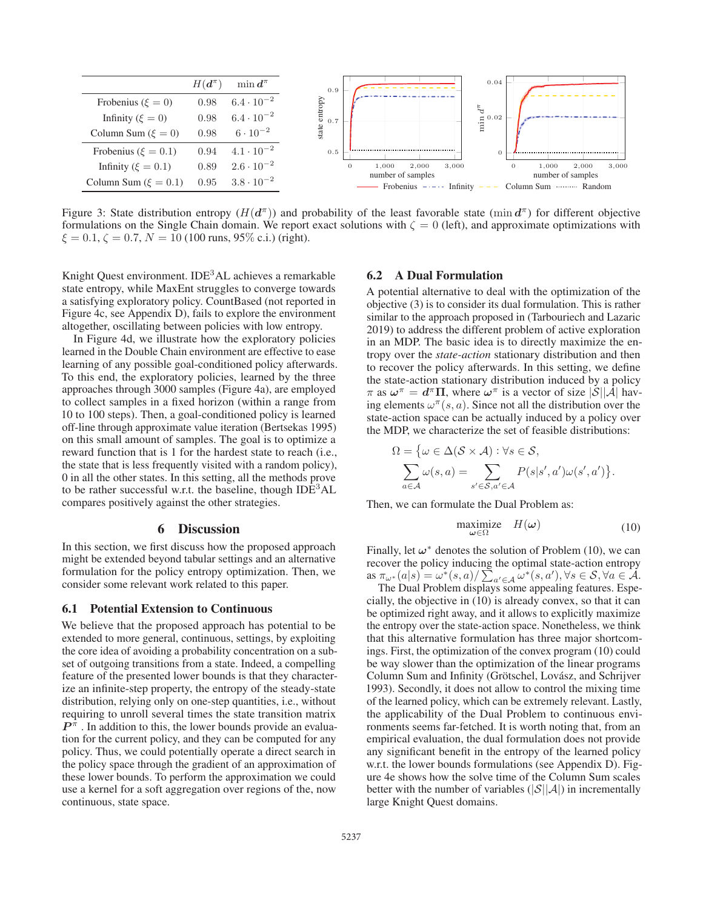|  | $H(\boldsymbol{d}^\pi)$ | $\min \boldsymbol{d}^\pi$ |
|---|---|---|
| Frobenius ($\xi = 0$) | 0.98 | $6.4 \cdot 10^{-2}$ |
| Infinity ($\xi = 0$) | 0.98 | $6.4 \cdot 10^{-2}$ |
| Column Sum ($\xi = 0$) | 0.98 | $6 \cdot 10^{-2}$ |
| Frobenius ($\xi = 0.1$) | 0.94 | $4.1 \cdot 10^{-2}$ |
| Infinity ($\xi = 0.1$) | 0.89 | $2.6 \cdot 10^{-2}$ |
| Column Sum ($\xi = 0.1$) | 0.95 | $3.8 \cdot 10^{-2}$ |

Figure 3: State distribution entropy ($H(\boldsymbol{d}^\pi)$) and probability of the least favorable state ($\min \boldsymbol{d}^\pi$) for different objective formulations on the Single Chain domain. We report exact solutions with $\zeta = 0$ (left), and approximate optimizations with $\xi = 0.1, \zeta = 0.7, N = 10$ (100 runs, 95% c.i.) (right).

Knight Quest environment. IDE$^3$AL achieves a remarkable state entropy, while MaxEnt struggles to converge towards a satisfying exploratory policy. CountBased (not reported in Figure 4c, see Appendix D), fails to explore the environment altogether, oscillating between policies with low entropy.

In Figure 4d, we illustrate how the exploratory policies learned in the Double Chain environment are effective to ease learning of any possible goal-conditioned policy afterwards. To this end, the exploratory policies, learned by the three approaches through 3000 samples (Figure 4a), are employed to collect samples in a fixed horizon (within a range from 10 to 100 steps). Then, a goal-conditioned policy is learned off-line through approximate value iteration (Bertsekas 1995) on this small amount of samples. The goal is to optimize a reward function that is 1 for the hardest state to reach (i.e., the state that is less frequently visited with a random policy), 0 in all the other states. In this setting, all the methods prove to be rather successful w.r.t. the baseline, though IDE$^3$AL compares positively against the other strategies.

## 6 Discussion

In this section, we first discuss how the proposed approach might be extended beyond tabular settings and an alternative formulation for the policy entropy optimization. Then, we consider some relevant work related to this paper.

### 6.1 Potential Extension to Continuous

We believe that the proposed approach has potential to be extended to more general, continuous, settings, by exploiting the core idea of avoiding a probability concentration on a subset of outgoing transitions from a state. Indeed, a compelling feature of the presented lower bounds is that they characterize an infinite-step property, the entropy of the steady-state distribution, relying only on one-step quantities, i.e., without requiring to unroll several times the state transition matrix $\boldsymbol{P}^\pi$. In addition to this, the lower bounds provide an evaluation for the current policy, and they can be computed for any policy. Thus, we could potentially operate a direct search in the policy space through the gradient of an approximation of these lower bounds. To perform the approximation we could use a kernel for a soft aggregation over regions of the, now continuous, state space.

### 6.2 A Dual Formulation

A potential alternative to deal with the optimization of the objective (3) is to consider its dual formulation. This is rather similar to the approach proposed in (Tarbouriech and Lazaric 2019) to address the different problem of active exploration in an MDP. The basic idea is to directly maximize the entropy over the *state-action* stationary distribution and then to recover the policy afterwards. In this setting, we define the state-action stationary distribution induced by a policy $\pi$ as $\boldsymbol{\omega}^\pi = \boldsymbol{d}^\pi \boldsymbol{\Pi}$, where $\boldsymbol{\omega}^\pi$ is a vector of size $|\mathcal{S}||\mathcal{A}|$ having elements $\omega^\pi(s,a)$. Since not all the distribution over the state-action space can be actually induced by a policy over the MDP, we characterize the set of feasible distributions:

$$\Omega = \big\{ \omega \in \Delta(\mathcal{S} \times \mathcal{A}) : \forall s \in \mathcal{S}, \\ \sum_{a \in \mathcal{A}} \omega(s,a) = \sum_{s' \in \mathcal{S}, a' \in \mathcal{A}} P(s|s',a') \omega(s',a') \big\}.$$

Then, we can formulate the Dual Problem as:

$$\underset{\boldsymbol{\omega} \in \Omega}{\text{maximize}} \quad H(\boldsymbol{\omega}) \tag{10}$$

Finally, let $\boldsymbol{\omega}^*$ denotes the solution of Problem (10), we can recover the policy inducing the optimal state-action entropy as $\pi_{\omega^*}(a|s) = \omega^*(s,a) / \sum_{a' \in \mathcal{A}} \omega^*(s,a'), \forall s \in \mathcal{S}, \forall a \in \mathcal{A}$.

The Dual Problem displays some appealing features. Especially, the objective in (10) is already convex, so that it can be optimized right away, and it allows to explicitly maximize the entropy over the state-action space. Nonetheless, we think that this alternative formulation has three major shortcomings. First, the optimization of the convex program (10) could be way slower than the optimization of the linear programs Column Sum and Infinity (Grötschel, Lovász, and Schrijver 1993). Secondly, it does not allow to control the mixing time of the learned policy, which can be extremely relevant. Lastly, the applicability of the Dual Problem to continuous environments seems far-fetched. It is worth noting that, from an empirical evaluation, the dual formulation does not provide any significant benefit in the entropy of the learned policy w.r.t. the lower bounds formulations (see Appendix D). Figure 4e shows how the solve time of the Column Sum scales better with the number of variables ($|\mathcal{S}||\mathcal{A}|$) in incrementally large Knight Quest domains.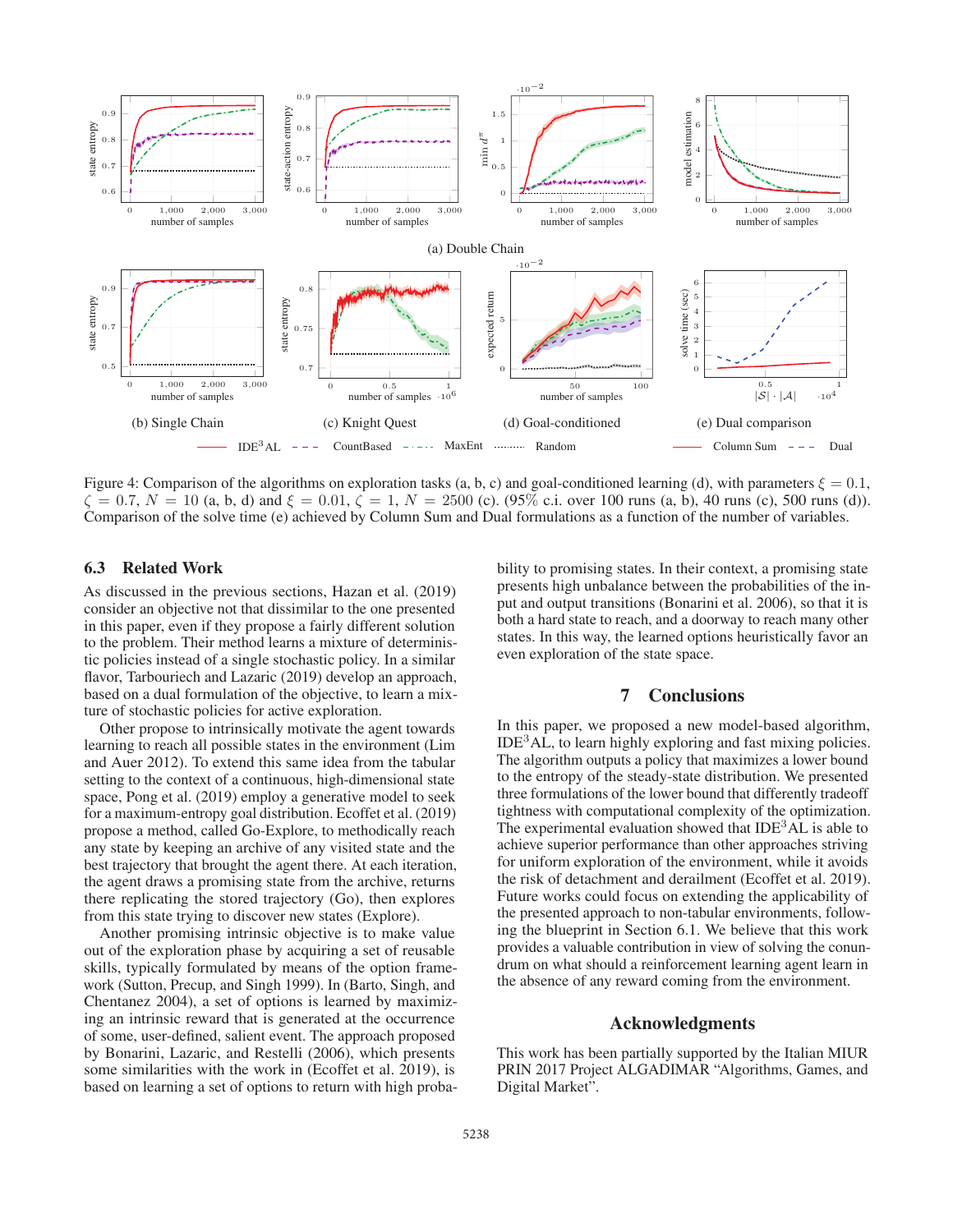(a) Double Chain

(b) Single Chain (c) Knight Quest (d) Goal-conditioned (e) Dual comparison

Figure 4: Comparison of the algorithms on exploration tasks (a, b, c) and goal-conditioned learning (d), with parameters $\xi = 0.1$, $\zeta = 0.7$, $N = 10$ (a, b, d) and $\xi = 0.01$, $\zeta = 1$, $N = 2500$ (c). (95% c.i. over 100 runs (a, b), 40 runs (c), 500 runs (d)). Comparison of the solve time (e) achieved by Column Sum and Dual formulations as a function of the number of variables.

### 6.3 Related Work

As discussed in the previous sections, Hazan et al. (2019) consider an objective not that dissimilar to the one presented in this paper, even if they propose a fairly different solution to the problem. Their method learns a mixture of deterministic policies instead of a single stochastic policy. In a similar flavor, Tarbouriech and Lazaric (2019) develop an approach, based on a dual formulation of the objective, to learn a mixture of stochastic policies for active exploration.

Other propose to intrinsically motivate the agent towards learning to reach all possible states in the environment (Lim and Auer 2012). To extend this same idea from the tabular setting to the context of a continuous, high-dimensional state space, Pong et al. (2019) employ a generative model to seek for a maximum-entropy goal distribution. Ecoffet et al. (2019) propose a method, called Go-Explore, to methodically reach any state by keeping an archive of any visited state and the best trajectory that brought the agent there. At each iteration, the agent draws a promising state from the archive, returns there replicating the stored trajectory (Go), then explores from this state trying to discover new states (Explore).

Another promising intrinsic objective is to make value out of the exploration phase by acquiring a set of reusable skills, typically formulated by means of the option framework (Sutton, Precup, and Singh 1999). In (Barto, Singh, and Chentanez 2004), a set of options is learned by maximizing an intrinsic reward that is generated at the occurrence of some, user-defined, salient event. The approach proposed by Bonarini, Lazaric, and Restelli (2006), which presents some similarities with the work in (Ecoffet et al. 2019), is based on learning a set of options to return with high probability to promising states. In their context, a promising state presents high unbalance between the probabilities of the input and output transitions (Bonarini et al. 2006), so that it is both a hard state to reach, and a doorway to reach many other states. In this way, the learned options heuristically favor an even exploration of the state space.

## 7 Conclusions

In this paper, we proposed a new model-based algorithm, IDE$^3$AL, to learn highly exploring and fast mixing policies. The algorithm outputs a policy that maximizes a lower bound to the entropy of the steady-state distribution. We presented three formulations of the lower bound that differently tradeoff tightness with computational complexity of the optimization. The experimental evaluation showed that IDE$^3$AL is able to achieve superior performance than other approaches striving for uniform exploration of the environment, while it avoids the risk of detachment and derailment (Ecoffet et al. 2019). Future works could focus on extending the applicability of the presented approach to non-tabular environments, following the blueprint in Section 6.1. We believe that this work provides a valuable contribution in view of solving the conundrum on what should a reinforcement learning agent learn in the absence of any reward coming from the environment.

## Acknowledgments

This work has been partially supported by the Italian MIUR PRIN 2017 Project ALGADIMAR "Algorithms, Games, and Digital Market".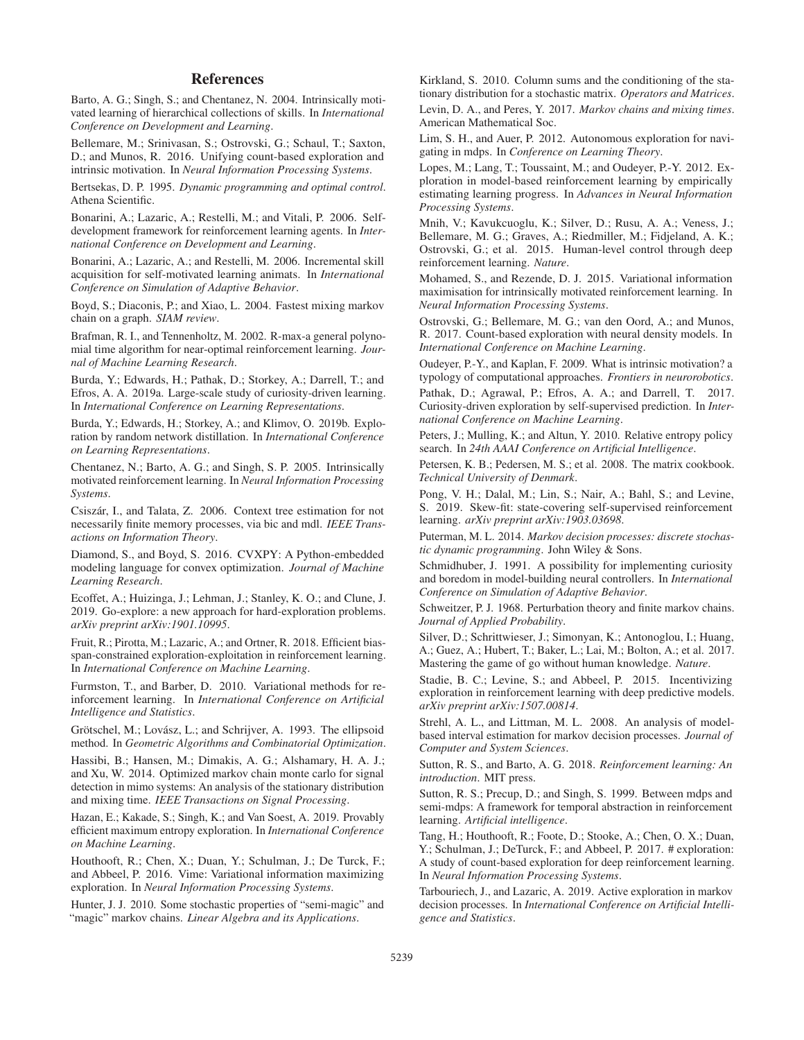## References

Barto, A. G.; Singh, S.; and Chentanez, N. 2004. Intrinsically motivated learning of hierarchical collections of skills. In *International Conference on Development and Learning*.

Bellemare, M.; Srinivasan, S.; Ostrovski, G.; Schaul, T.; Saxton, D.; and Munos, R. 2016. Unifying count-based exploration and intrinsic motivation. In *Neural Information Processing Systems*.

Bertsekas, D. P. 1995. *Dynamic programming and optimal control*. Athena Scientific.

Bonarini, A.; Lazaric, A.; Restelli, M.; and Vitali, P. 2006. Self-development framework for reinforcement learning agents. In *International Conference on Development and Learning*.

Bonarini, A.; Lazaric, A.; and Restelli, M. 2006. Incremental skill acquisition for self-motivated learning animats. In *International Conference on Simulation of Adaptive Behavior*.

Boyd, S.; Diaconis, P.; and Xiao, L. 2004. Fastest mixing markov chain on a graph. *SIAM review*.

Brafman, R. I., and Tennenholtz, M. 2002. R-max-a general polynomial time algorithm for near-optimal reinforcement learning. *Journal of Machine Learning Research*.

Burda, Y.; Edwards, H.; Pathak, D.; Storkey, A.; Darrell, T.; and Efros, A. A. 2019a. Large-scale study of curiosity-driven learning. In *International Conference on Learning Representations*.

Burda, Y.; Edwards, H.; Storkey, A.; and Klimov, O. 2019b. Exploration by random network distillation. In *International Conference on Learning Representations*.

Chentanez, N.; Barto, A. G.; and Singh, S. P. 2005. Intrinsically motivated reinforcement learning. In *Neural Information Processing Systems*.

Csiszár, I., and Talata, Z. 2006. Context tree estimation for not necessarily finite memory processes, via bic and mdl. *IEEE Transactions on Information Theory*.

Diamond, S., and Boyd, S. 2016. CVXPY: A Python-embedded modeling language for convex optimization. *Journal of Machine Learning Research*.

Ecoffet, A.; Huizinga, J.; Lehman, J.; Stanley, K. O.; and Clune, J. 2019. Go-explore: a new approach for hard-exploration problems. *arXiv preprint arXiv:1901.10995*.

Fruit, R.; Pirotta, M.; Lazaric, A.; and Ortner, R. 2018. Efficient bias-span-constrained exploration-exploitation in reinforcement learning. In *International Conference on Machine Learning*.

Furmston, T., and Barber, D. 2010. Variational methods for reinforcement learning. In *International Conference on Artificial Intelligence and Statistics*.

Grötschel, M.; Lovász, L.; and Schrijver, A. 1993. The ellipsoid method. In *Geometric Algorithms and Combinatorial Optimization*.

Hassibi, B.; Hansen, M.; Dimakis, A. G.; Alshamary, H. A. J.; and Xu, W. 2014. Optimized markov chain monte carlo for signal detection in mimo systems: An analysis of the stationary distribution and mixing time. *IEEE Transactions on Signal Processing*.

Hazan, E.; Kakade, S.; Singh, K.; and Van Soest, A. 2019. Provably efficient maximum entropy exploration. In *International Conference on Machine Learning*.

Houthooft, R.; Chen, X.; Duan, Y.; Schulman, J.; De Turck, F.; and Abbeel, P. 2016. Vime: Variational information maximizing exploration. In *Neural Information Processing Systems*.

Hunter, J. J. 2010. Some stochastic properties of "semi-magic" and "magic" markov chains. *Linear Algebra and its Applications*.

Kirkland, S. 2010. Column sums and the conditioning of the stationary distribution for a stochastic matrix. *Operators and Matrices*.

Levin, D. A., and Peres, Y. 2017. *Markov chains and mixing times*. American Mathematical Soc.

Lim, S. H., and Auer, P. 2012. Autonomous exploration for navigating in mdps. In *Conference on Learning Theory*.

Lopes, M.; Lang, T.; Toussaint, M.; and Oudeyer, P.-Y. 2012. Exploration in model-based reinforcement learning by empirically estimating learning progress. In *Advances in Neural Information Processing Systems*.

Mnih, V.; Kavukcuoglu, K.; Silver, D.; Rusu, A. A.; Veness, J.; Bellemare, M. G.; Graves, A.; Riedmiller, M.; Fidjeland, A. K.; Ostrovski, G.; et al. 2015. Human-level control through deep reinforcement learning. *Nature*.

Mohamed, S., and Rezende, D. J. 2015. Variational information maximisation for intrinsically motivated reinforcement learning. In *Neural Information Processing Systems*.

Ostrovski, G.; Bellemare, M. G.; van den Oord, A.; and Munos, R. 2017. Count-based exploration with neural density models. In *International Conference on Machine Learning*.

Oudeyer, P.-Y., and Kaplan, F. 2009. What is intrinsic motivation? a typology of computational approaches. *Frontiers in neurorobotics*.

Pathak, D.; Agrawal, P.; Efros, A. A.; and Darrell, T. 2017. Curiosity-driven exploration by self-supervised prediction. In *International Conference on Machine Learning*.

Peters, J.; Mulling, K.; and Altun, Y. 2010. Relative entropy policy search. In *24th AAAI Conference on Artificial Intelligence*.

Petersen, K. B.; Pedersen, M. S.; et al. 2008. The matrix cookbook. *Technical University of Denmark*.

Pong, V. H.; Dalal, M.; Lin, S.; Nair, A.; Bahl, S.; and Levine, S. 2019. Skew-fit: state-covering self-supervised reinforcement learning. *arXiv preprint arXiv:1903.03698*.

Puterman, M. L. 2014. *Markov decision processes: discrete stochastic dynamic programming*. John Wiley & Sons.

Schmidhuber, J. 1991. A possibility for implementing curiosity and boredom in model-building neural controllers. In *International Conference on Simulation of Adaptive Behavior*.

Schweitzer, P. J. 1968. Perturbation theory and finite markov chains. *Journal of Applied Probability*.

Silver, D.; Schrittwieser, J.; Simonyan, K.; Antonoglou, I.; Huang, A.; Guez, A.; Hubert, T.; Baker, L.; Lai, M.; Bolton, A.; et al. 2017. Mastering the game of go without human knowledge. *Nature*.

Stadie, B. C.; Levine, S.; and Abbeel, P. 2015. Incentivizing exploration in reinforcement learning with deep predictive models. *arXiv preprint arXiv:1507.00814*.

Strehl, A. L., and Littman, M. L. 2008. An analysis of model-based interval estimation for markov decision processes. *Journal of Computer and System Sciences*.

Sutton, R. S., and Barto, A. G. 2018. *Reinforcement learning: An introduction*. MIT press.

Sutton, R. S.; Precup, D.; and Singh, S. 1999. Between mdps and semi-mdps: A framework for temporal abstraction in reinforcement learning. *Artificial intelligence*.

Tang, H.; Houthooft, R.; Foote, D.; Stooke, A.; Chen, O. X.; Duan, Y.; Schulman, J.; DeTurck, F.; and Abbeel, P. 2017. # exploration: A study of count-based exploration for deep reinforcement learning. In *Neural Information Processing Systems*.

Tarbouriech, J., and Lazaric, A. 2019. Active exploration in markov decision processes. In *International Conference on Artificial Intelligence and Statistics*.